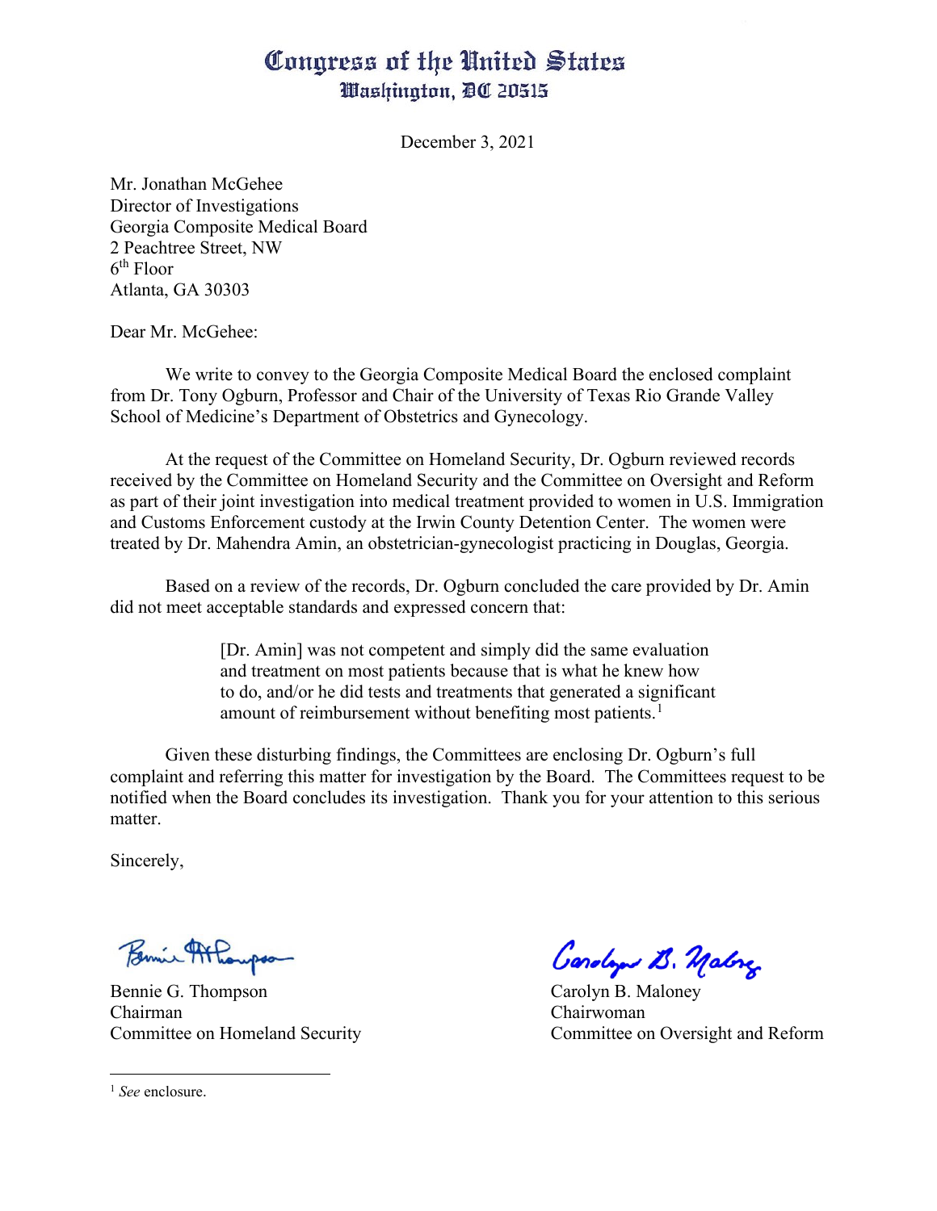# Congress of the United States
## Washington, DC 20515

December 3, 2021

Mr. Jonathan McGehee
Director of Investigations
Georgia Composite Medical Board
2 Peachtree Street, NW
6th Floor
Atlanta, GA 30303

Dear Mr. McGehee:

We write to convey to the Georgia Composite Medical Board the enclosed complaint from Dr. Tony Ogburn, Professor and Chair of the University of Texas Rio Grande Valley School of Medicine's Department of Obstetrics and Gynecology.

At the request of the Committee on Homeland Security, Dr. Ogburn reviewed records received by the Committee on Homeland Security and the Committee on Oversight and Reform as part of their joint investigation into medical treatment provided to women in U.S. Immigration and Customs Enforcement custody at the Irwin County Detention Center. The women were treated by Dr. Mahendra Amin, an obstetrician-gynecologist practicing in Douglas, Georgia.

Based on a review of the records, Dr. Ogburn concluded the care provided by Dr. Amin did not meet acceptable standards and expressed concern that:

> [Dr. Amin] was not competent and simply did the same evaluation and treatment on most patients because that is what he knew how to do, and/or he did tests and treatments that generated a significant amount of reimbursement without benefiting most patients.[1]

Given these disturbing findings, the Committees are enclosing Dr. Ogburn's full complaint and referring this matter for investigation by the Board. The Committees request to be notified when the Board concludes its investigation. Thank you for your attention to this serious matter.

Sincerely,

Bennie G. Thompson
Chairman
Committee on Homeland Security

Carolyn B. Maloney
Chairwoman
Committee on Oversight and Reform

---

[1] *See* enclosure.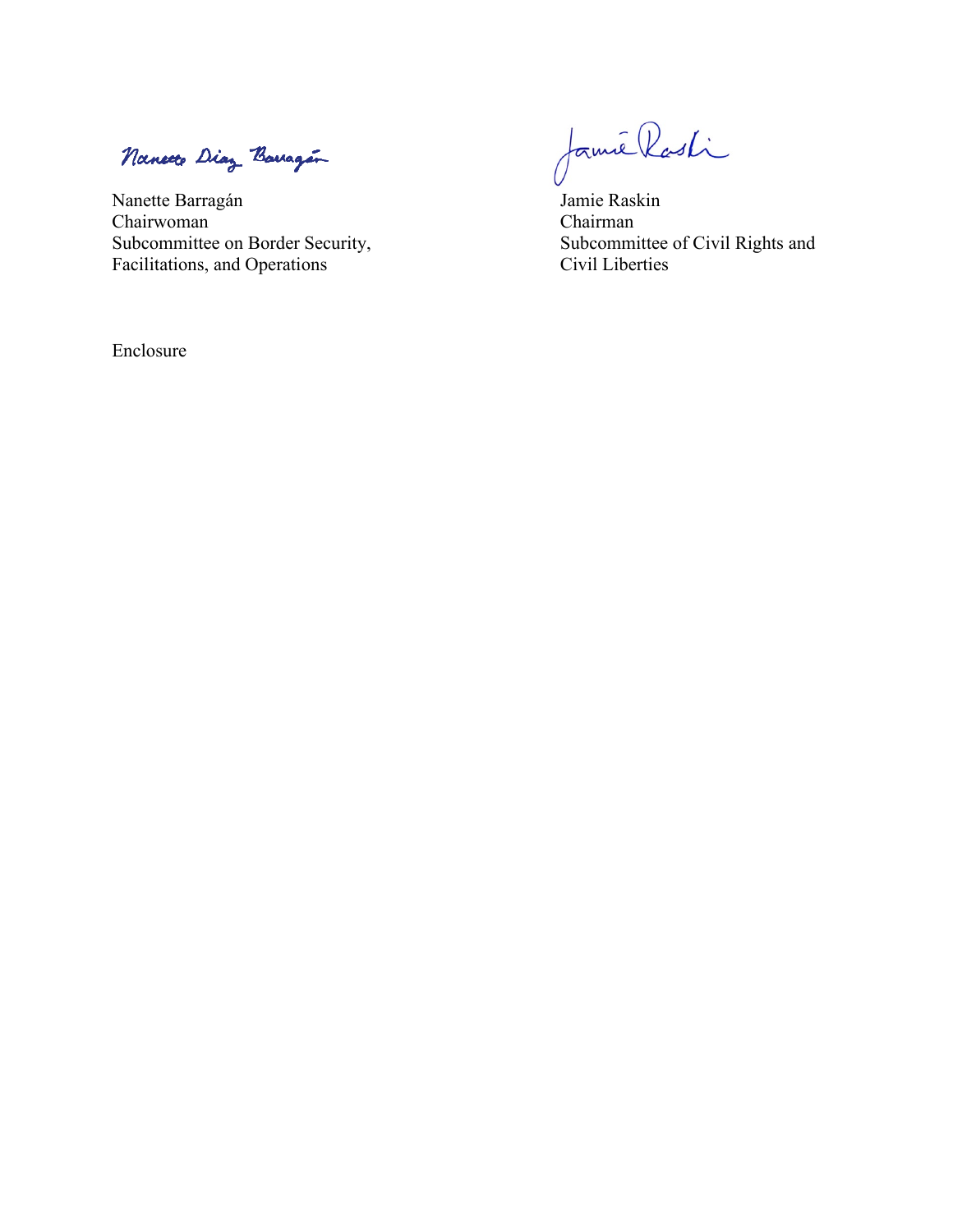Nanette Diaz Barragán

Nanette Barragán
Chairwoman
Subcommittee on Border Security,
Facilitations, and Operations

Jamie Raskin

Jamie Raskin
Chairman
Subcommittee of Civil Rights and
Civil Liberties

Enclosure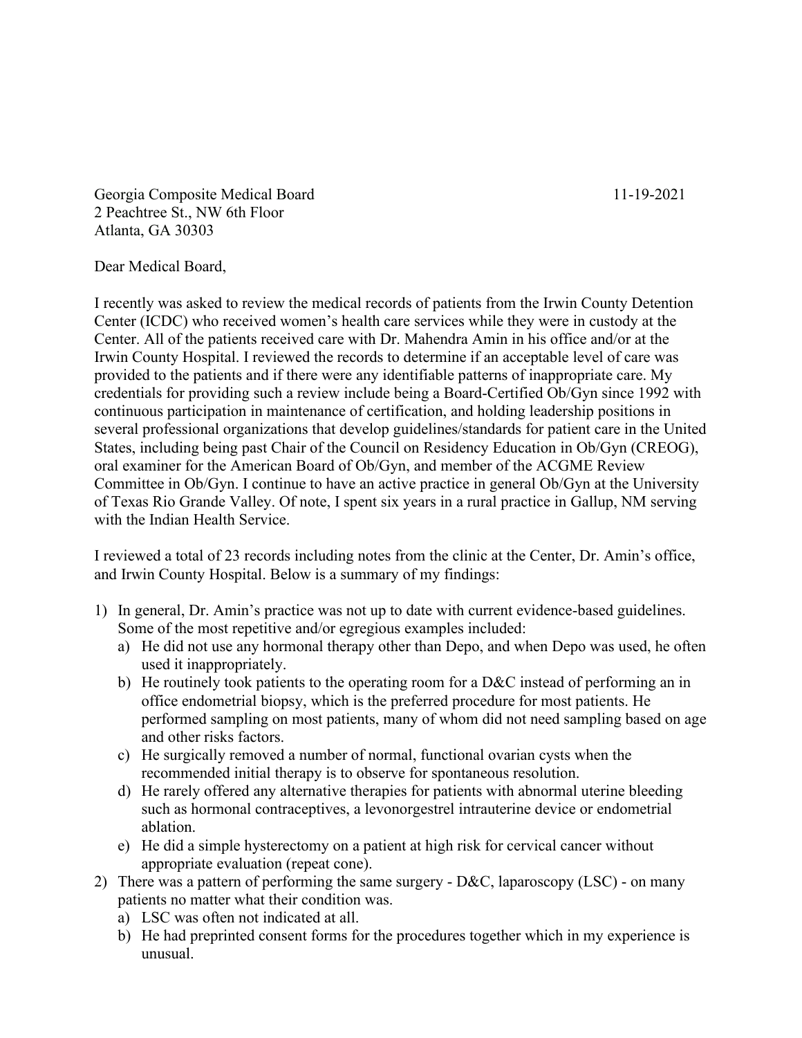Georgia Composite Medical Board  
2 Peachtree St., NW 6th Floor  
Atlanta, GA 30303

11-19-2021

Dear Medical Board,

I recently was asked to review the medical records of patients from the Irwin County Detention Center (ICDC) who received women's health care services while they were in custody at the Center. All of the patients received care with Dr. Mahendra Amin in his office and/or at the Irwin County Hospital. I reviewed the records to determine if an acceptable level of care was provided to the patients and if there were any identifiable patterns of inappropriate care. My credentials for providing such a review include being a Board-Certified Ob/Gyn since 1992 with continuous participation in maintenance of certification, and holding leadership positions in several professional organizations that develop guidelines/standards for patient care in the United States, including being past Chair of the Council on Residency Education in Ob/Gyn (CREOG), oral examiner for the American Board of Ob/Gyn, and member of the ACGME Review Committee in Ob/Gyn. I continue to have an active practice in general Ob/Gyn at the University of Texas Rio Grande Valley. Of note, I spent six years in a rural practice in Gallup, NM serving with the Indian Health Service.

I reviewed a total of 23 records including notes from the clinic at the Center, Dr. Amin's office, and Irwin County Hospital. Below is a summary of my findings:

1) In general, Dr. Amin's practice was not up to date with current evidence-based guidelines. Some of the most repetitive and/or egregious examples included:
   a) He did not use any hormonal therapy other than Depo, and when Depo was used, he often used it inappropriately.
   b) He routinely took patients to the operating room for a D&C instead of performing an in office endometrial biopsy, which is the preferred procedure for most patients. He performed sampling on most patients, many of whom did not need sampling based on age and other risks factors.
   c) He surgically removed a number of normal, functional ovarian cysts when the recommended initial therapy is to observe for spontaneous resolution.
   d) He rarely offered any alternative therapies for patients with abnormal uterine bleeding such as hormonal contraceptives, a levonorgestrel intrauterine device or endometrial ablation.
   e) He did a simple hysterectomy on a patient at high risk for cervical cancer without appropriate evaluation (repeat cone).
2) There was a pattern of performing the same surgery - D&C, laparoscopy (LSC) - on many patients no matter what their condition was.
   a) LSC was often not indicated at all.
   b) He had preprinted consent forms for the procedures together which in my experience is unusual.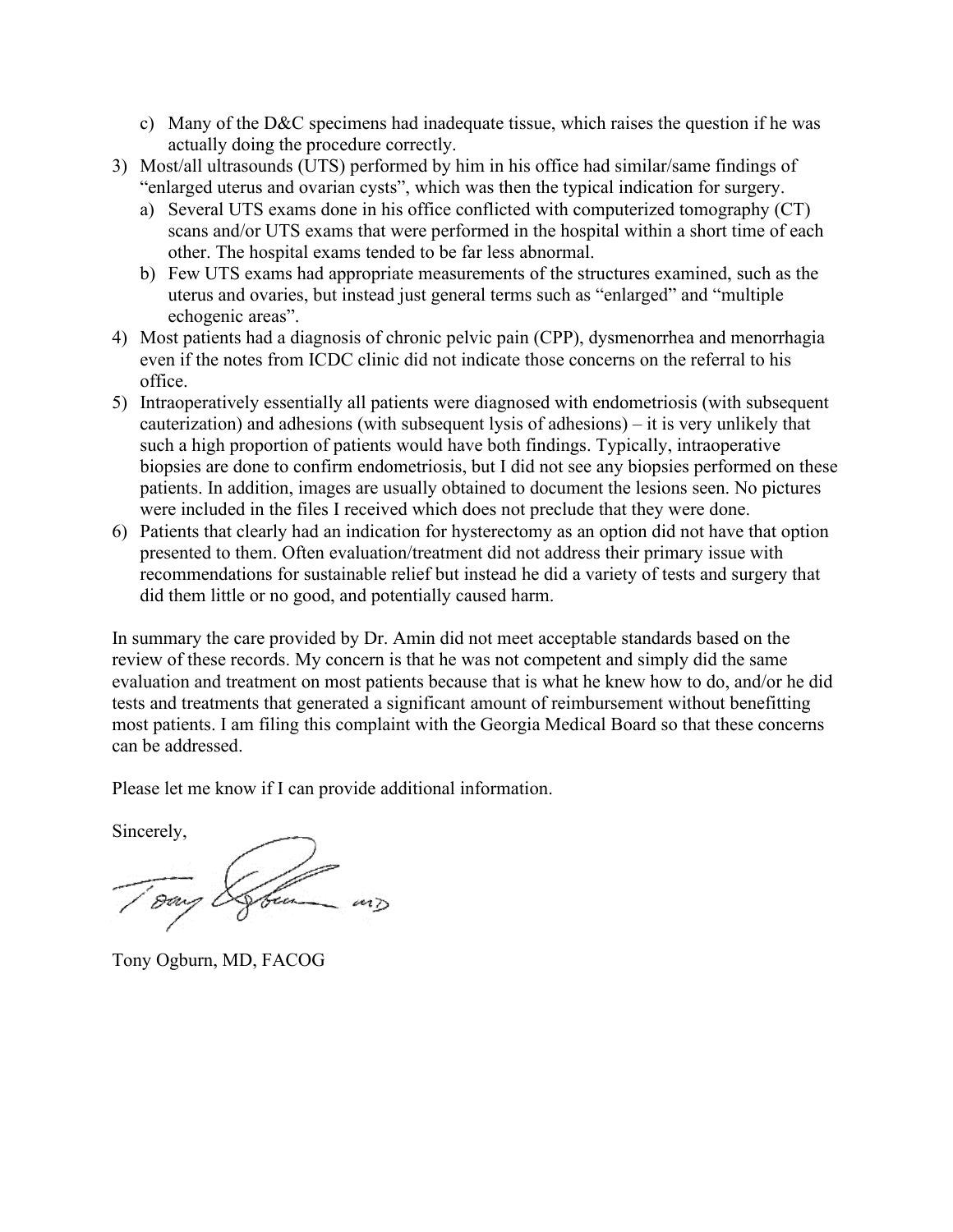c) Many of the D&C specimens had inadequate tissue, which raises the question if he was actually doing the procedure correctly.

3) Most/all ultrasounds (UTS) performed by him in his office had similar/same findings of "enlarged uterus and ovarian cysts", which was then the typical indication for surgery.
   a) Several UTS exams done in his office conflicted with computerized tomography (CT) scans and/or UTS exams that were performed in the hospital within a short time of each other. The hospital exams tended to be far less abnormal.
   b) Few UTS exams had appropriate measurements of the structures examined, such as the uterus and ovaries, but instead just general terms such as "enlarged" and "multiple echogenic areas".
4) Most patients had a diagnosis of chronic pelvic pain (CPP), dysmenorrhea and menorrhagia even if the notes from ICDC clinic did not indicate those concerns on the referral to his office.
5) Intraoperatively essentially all patients were diagnosed with endometriosis (with subsequent cauterization) and adhesions (with subsequent lysis of adhesions) – it is very unlikely that such a high proportion of patients would have both findings. Typically, intraoperative biopsies are done to confirm endometriosis, but I did not see any biopsies performed on these patients. In addition, images are usually obtained to document the lesions seen. No pictures were included in the files I received which does not preclude that they were done.
6) Patients that clearly had an indication for hysterectomy as an option did not have that option presented to them. Often evaluation/treatment did not address their primary issue with recommendations for sustainable relief but instead he did a variety of tests and surgery that did them little or no good, and potentially caused harm.

In summary the care provided by Dr. Amin did not meet acceptable standards based on the review of these records. My concern is that he was not competent and simply did the same evaluation and treatment on most patients because that is what he knew how to do, and/or he did tests and treatments that generated a significant amount of reimbursement without benefitting most patients. I am filing this complaint with the Georgia Medical Board so that these concerns can be addressed.

Please let me know if I can provide additional information.

Sincerely,

Tony Ogburn MD

Tony Ogburn, MD, FACOG